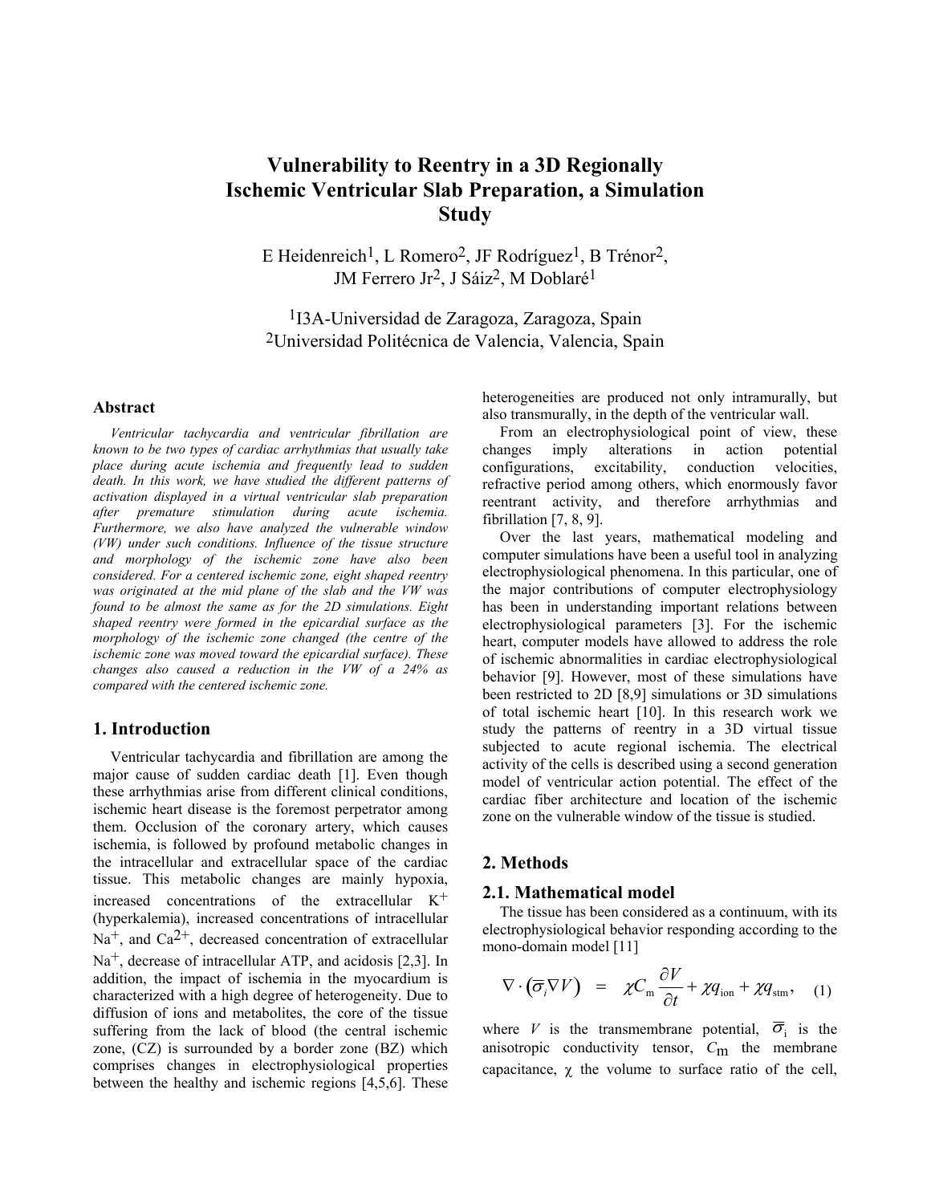# Vulnerability to Reentry in a 3D Regionally Ischemic Ventricular Slab Preparation, a Simulation Study

E Heidenreich[1], L Romero[2], JF Rodríguez[1], B Trénor[2], JM Ferrero Jr[2], J Sáiz[2], M Doblaré[1]

[1]I3A-Universidad de Zaragoza, Zaragoza, Spain
[2]Universidad Politécnica de Valencia, Valencia, Spain

## Abstract

*Ventricular tachycardia and ventricular fibrillation are known to be two types of cardiac arrhythmias that usually take place during acute ischemia and frequently lead to sudden death. In this work, we have studied the different patterns of activation displayed in a virtual ventricular slab preparation after premature stimulation during acute ischemia. Furthermore, we also have analyzed the vulnerable window (VW) under such conditions. Influence of the tissue structure and morphology of the ischemic zone have also been considered. For a centered ischemic zone, eight shaped reentry was originated at the mid plane of the slab and the VW was found to be almost the same as for the 2D simulations. Eight shaped reentry were formed in the epicardial surface as the morphology of the ischemic zone changed (the centre of the ischemic zone was moved toward the epicardial surface). These changes also caused a reduction in the VW of a 24% as compared with the centered ischemic zone.*

## 1. Introduction

Ventricular tachycardia and fibrillation are among the major cause of sudden cardiac death [1]. Even though these arrhythmias arise from different clinical conditions, ischemic heart disease is the foremost perpetrator among them. Occlusion of the coronary artery, which causes ischemia, is followed by profound metabolic changes in the intracellular and extracellular space of the cardiac tissue. This metabolic changes are mainly hypoxia, increased concentrations of the extracellular $K^+$ (hyperkalemia), increased concentrations of intracellular $Na^+$, and $Ca^{2+}$, decreased concentration of extracellular $Na^+$, decrease of intracellular ATP, and acidosis [2,3]. In addition, the impact of ischemia in the myocardium is characterized with a high degree of heterogeneity. Due to diffusion of ions and metabolites, the core of the tissue suffering from the lack of blood (the central ischemic zone, (CZ) is surrounded by a border zone (BZ) which comprises changes in electrophysiological properties between the healthy and ischemic regions [4,5,6]. These heterogeneities are produced not only intramurally, but also transmurally, in the depth of the ventricular wall.

From an electrophysiological point of view, these changes imply alterations in action potential configurations, excitability, conduction velocities, refractive period among others, which enormously favor reentrant activity, and therefore arrhythmias and fibrillation [7, 8, 9].

Over the last years, mathematical modeling and computer simulations have been a useful tool in analyzing electrophysiological phenomena. In this particular, one of the major contributions of computer electrophysiology has been in understanding important relations between electrophysiological parameters [3]. For the ischemic heart, computer models have allowed to address the role of ischemic abnormalities in cardiac electrophysiological behavior [9]. However, most of these simulations have been restricted to 2D [8,9] simulations or 3D simulations of total ischemic heart [10]. In this research work we study the patterns of reentry in a 3D virtual tissue subjected to acute regional ischemia. The electrical activity of the cells is described using a second generation model of ventricular action potential. The effect of the cardiac fiber architecture and location of the ischemic zone on the vulnerable window of the tissue is studied.

## 2. Methods

### 2.1. Mathematical model

The tissue has been considered as a continuum, with its electrophysiological behavior responding according to the mono-domain model [11]

$$\nabla \cdot \left(\overline{\sigma}_i \nabla V\right) \;=\; \chi C_{\mathrm{m}} \frac{\partial V}{\partial t} + \chi q_{\mathrm{ion}} + \chi q_{\mathrm{stm}}, \quad (1)$$

where $V$ is the transmembrane potential, $\overline{\sigma}_{\mathrm{i}}$ is the anisotropic conductivity tensor, $C_{\mathrm{m}}$ the membrane capacitance, $\chi$ the volume to surface ratio of the cell,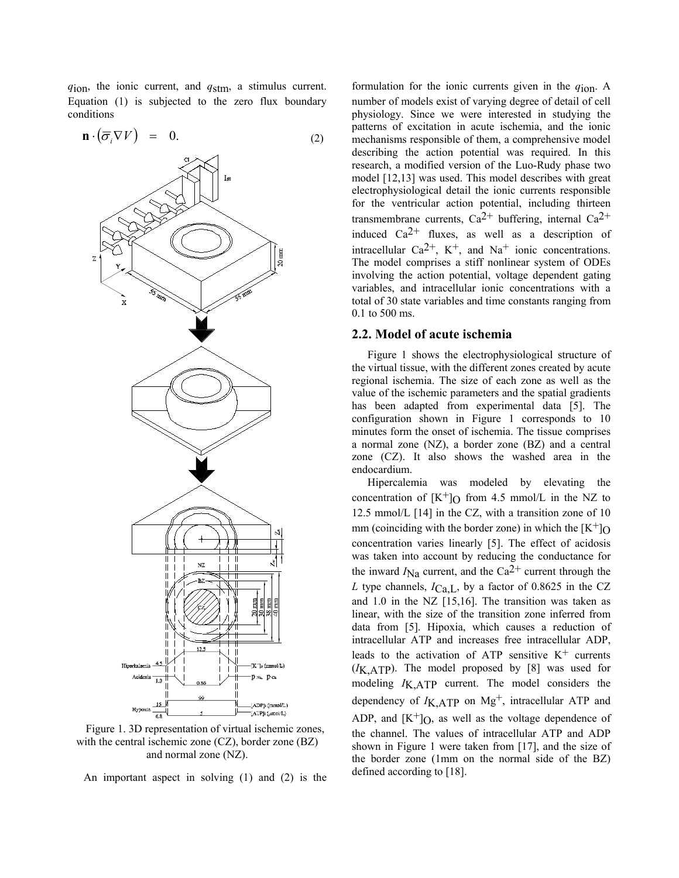$q_{ion}$, the ionic current, and $q_{stm}$, a stimulus current. Equation (1) is subjected to the zero flux boundary conditions

$$\mathbf{n} \cdot \left(\overline{\sigma}_i \nabla V\right) = 0. \qquad (2)$$

Figure 1. 3D representation of virtual ischemic zones, with the central ischemic zone (CZ), border zone (BZ) and normal zone (NZ).

An important aspect in solving (1) and (2) is the formulation for the ionic currents given in the $q_{ion}$. A number of models exist of varying degree of detail of cell physiology. Since we were interested in studying the patterns of excitation in acute ischemia, and the ionic mechanisms responsible of them, a comprehensive model describing the action potential was required. In this research, a modified version of the Luo-Rudy phase two model [12,13] was used. This model describes with great electrophysiological detail the ionic currents responsible for the ventricular action potential, including thirteen transmembrane currents, $Ca^{2+}$ buffering, internal $Ca^{2+}$ induced $Ca^{2+}$ fluxes, as well as a description of intracellular $Ca^{2+}$, $K^+$, and $Na^+$ ionic concentrations. The model comprises a stiff nonlinear system of ODEs involving the action potential, voltage dependent gating variables, and intracellular ionic concentrations with a total of 30 state variables and time constants ranging from 0.1 to 500 ms.

## 2.2. Model of acute ischemia

Figure 1 shows the electrophysiological structure of the virtual tissue, with the different zones created by acute regional ischemia. The size of each zone as well as the value of the ischemic parameters and the spatial gradients has been adapted from experimental data [5]. The configuration shown in Figure 1 corresponds to 10 minutes form the onset of ischemia. The tissue comprises a normal zone (NZ), a border zone (BZ) and a central zone (CZ). It also shows the washed area in the endocardium.

Hipercalemia was modeled by elevating the concentration of $[K^+]_O$ from 4.5 mmol/L in the NZ to 12.5 mmol/L [14] in the CZ, with a transition zone of 10 mm (coinciding with the border zone) in which the $[K^+]_O$ concentration varies linearly [5]. The effect of acidosis was taken into account by reducing the conductance for the inward $I_{Na}$ current, and the $Ca^{2+}$ current through the $L$ type channels, $I_{Ca,L}$, by a factor of 0.8625 in the CZ and 1.0 in the NZ [15,16]. The transition was taken as linear, with the size of the transition zone inferred from data from [5]. Hipoxia, which causes a reduction of intracellular ATP and increases free intracellular ADP, leads to the activation of ATP sensitive $K^+$ currents ($I_{K,ATP}$). The model proposed by [8] was used for modeling $I_{K,ATP}$ current. The model considers the dependency of $I_{K,ATP}$ on $Mg^+$, intracellular ATP and ADP, and $[K^+]_O$, as well as the voltage dependence of the channel. The values of intracellular ATP and ADP shown in Figure 1 were taken from [17], and the size of the border zone (1mm on the normal side of the BZ) defined according to [18].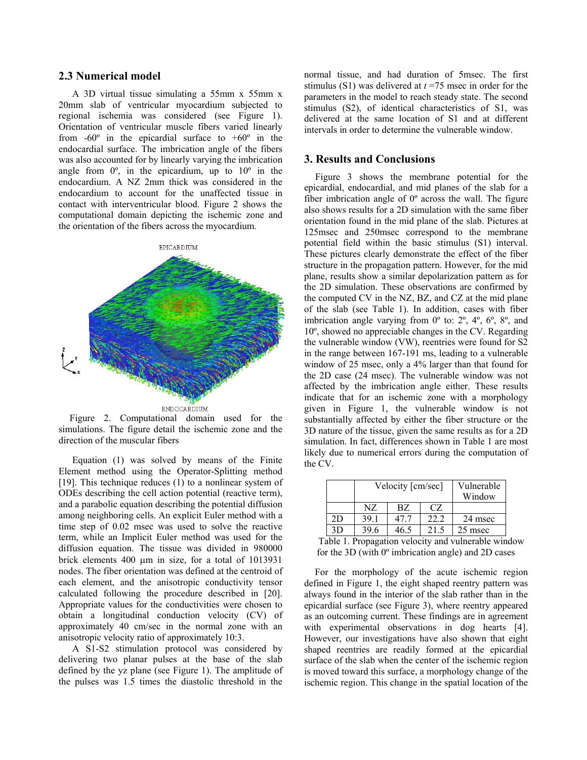## 2.3 Numerical model

A 3D virtual tissue simulating a 55mm x 55mm x 20mm slab of ventricular myocardium subjected to regional ischemia was considered (see Figure 1). Orientation of ventricular muscle fibers varied linearly from -60º in the epicardial surface to +60º in the endocardial surface. The imbrication angle of the fibers was also accounted for by linearly varying the imbrication angle from 0º, in the epicardium, up to 10º in the endocardium. A NZ 2mm thick was considered in the endocardium to account for the unaffected tissue in contact with interventricular blood. Figure 2 shows the computational domain depicting the ischemic zone and the orientation of the fibers across the myocardium.

Figure 2. Computational domain used for the simulations. The figure detail the ischemic zone and the direction of the muscular fibers

Equation (1) was solved by means of the Finite Element method using the Operator-Splitting method [19]. This technique reduces (1) to a nonlinear system of ODEs describing the cell action potential (reactive term), and a parabolic equation describing the potential diffusion among neighboring cells. An explicit Euler method with a time step of 0.02 msec was used to solve the reactive term, while an Implicit Euler method was used for the diffusion equation. The tissue was divided in 980000 brick elements 400 μm in size, for a total of 1013931 nodes. The fiber orientation was defined at the centroid of each element, and the anisotropic conductivity tensor calculated following the procedure described in [20]. Appropriate values for the conductivities were chosen to obtain a longitudinal conduction velocity (CV) of approximately 40 cm/sec in the normal zone with an anisotropic velocity ratio of approximately 10:3.

A S1-S2 stimulation protocol was considered by delivering two planar pulses at the base of the slab defined by the yz plane (see Figure 1). The amplitude of the pulses was 1.5 times the diastolic threshold in the normal tissue, and had duration of 5msec. The first stimulus (S1) was delivered at $t$ =75 msec in order for the parameters in the model to reach steady state. The second stimulus (S2), of identical characteristics of S1, was delivered at the same location of S1 and at different intervals in order to determine the vulnerable window.

## 3. Results and Conclusions

Figure 3 shows the membrane potential for the epicardial, endocardial, and mid planes of the slab for a fiber imbrication angle of 0º across the wall. The figure also shows results for a 2D simulation with the same fiber orientation found in the mid plane of the slab. Pictures at 125msec and 250msec correspond to the membrane potential field within the basic stimulus (S1) interval. These pictures clearly demonstrate the effect of the fiber structure in the propagation pattern. However, for the mid plane, results show a similar depolarization pattern as for the 2D simulation. These observations are confirmed by the computed CV in the NZ, BZ, and CZ at the mid plane of the slab (see Table 1). In addition, cases with fiber imbrication angle varying from 0º to: 2º, 4º, 6º, 8º, and 10º, showed no appreciable changes in the CV. Regarding the vulnerable window (VW), reentries were found for S2 in the range between 167-191 ms, leading to a vulnerable window of 25 msec, only a 4% larger than that found for the 2D case (24 msec). The vulnerable window was not affected by the imbrication angle either. These results indicate that for an ischemic zone with a morphology given in Figure 1, the vulnerable window is not substantially affected by either the fiber structure or the 3D nature of the tissue, given the same results as for a 2D simulation. In fact, differences shown in Table 1 are most likely due to numerical errors during the computation of the CV.

| | Velocity [cm/sec] | | | Vulnerable Window |
|---|---|---|---|---|
| | NZ | BZ | CZ | |
| 2D | 39.1 | 47.7 | 22.2 | 24 msec |
| 3D | 39.6 | 46.5 | 21.5 | 25 msec |

Table 1. Propagation velocity and vulnerable window for the 3D (with 0º imbrication angle) and 2D cases

For the morphology of the acute ischemic region defined in Figure 1, the eight shaped reentry pattern was always found in the interior of the slab rather than in the epicardial surface (see Figure 3), where reentry appeared as an outcoming current. These findings are in agreement with experimental observations in dog hearts [4]. However, our investigations have also shown that eight shaped reentries are readily formed at the epicardial surface of the slab when the center of the ischemic region is moved toward this surface, a morphology change of the ischemic region. This change in the spatial location of the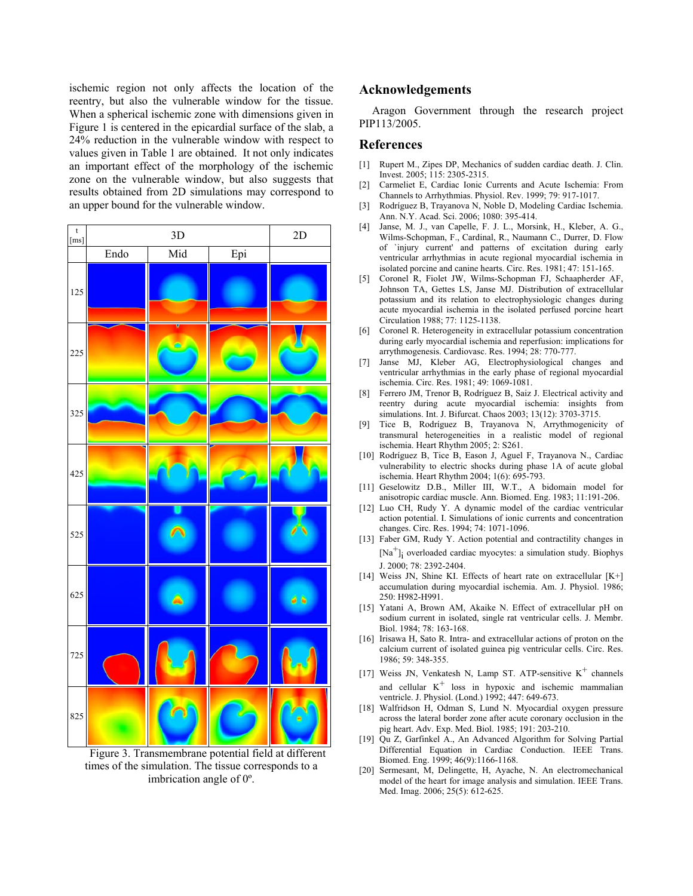ischemic region not only affects the location of the reentry, but also the vulnerable window for the tissue. When a spherical ischemic zone with dimensions given in Figure 1 is centered in the epicardial surface of the slab, a 24% reduction in the vulnerable window with respect to values given in Table 1 are obtained. It not only indicates an important effect of the morphology of the ischemic zone on the vulnerable window, but also suggests that results obtained from 2D simulations may correspond to an upper bound for the vulnerable window.

t [ms]
3D
2D
Endo
Mid
Epi
125
225
325
425
525
625
725
825

Figure 3. Transmembrane potential field at different times of the simulation. The tissue corresponds to a imbrication angle of 0º.

## Acknowledgements

Aragon Government through the research project PIP113/2005.

## References

[1] Rupert M., Zipes DP, Mechanics of sudden cardiac death. J. Clin. Invest. 2005; 115: 2305-2315.

[2] Carmeliet E, Cardiac Ionic Currents and Acute Ischemia: From Channels to Arrhythmias. Physiol. Rev. 1999; 79: 917-1017.

[3] Rodríguez B, Trayanova N, Noble D, Modeling Cardiac Ischemia. Ann. N.Y. Acad. Sci. 2006; 1080: 395-414.

[4] Janse, M. J., van Capelle, F. J. L., Morsink, H., Kleber, A. G., Wilms-Schopman, F., Cardinal, R., Naumann C., Durrer, D. Flow of `injury current' and patterns of excitation during early ventricular arrhythmias in acute regional myocardial ischemia in isolated porcine and canine hearts. Circ. Res. 1981; 47: 151-165.

[5] Coronel R, Fiolet JW, Wilms-Schopman FJ, Schaapherder AF, Johnson TA, Gettes LS, Janse MJ. Distribution of extracellular potassium and its relation to electrophysiologic changes during acute myocardial ischemia in the isolated perfused porcine heart Circulation 1988; 77: 1125-1138.

[6] Coronel R. Heterogeneity in extracellular potassium concentration during early myocardial ischemia and reperfusion: implications for arrythmogenesis. Cardiovasc. Res. 1994; 28: 770-777.

[7] Janse MJ, Kleber AG, Electrophysiological changes and ventricular arrhythmias in the early phase of regional myocardial ischemia. Circ. Res. 1981; 49: 1069-1081.

[8] Ferrero JM, Trenor B, Rodríguez B, Saiz J. Electrical activity and reentry during acute myocardial ischemia: insights from simulations. Int. J. Bifurcat. Chaos 2003; 13(12): 3703-3715.

[9] Tice B, Rodríguez B, Trayanova N, Arrythmogenicity of transmural heterogeneities in a realistic model of regional ischemia. Heart Rhythm 2005; 2: S261.

[10] Rodríguez B, Tice B, Eason J, Aguel F, Trayanova N., Cardiac vulnerability to electric shocks during phase 1A of acute global ischemia. Heart Rhythm 2004; 1(6): 695-793.

[11] Geselowitz D.B., Miller III, W.T., A bidomain model for anisotropic cardiac muscle. Ann. Biomed. Eng. 1983; 11:191-206.

[12] Luo CH, Rudy Y. A dynamic model of the cardiac ventricular action potential. I. Simulations of ionic currents and concentration changes. Circ. Res. 1994; 74: 1071-1096.

[13] Faber GM, Rudy Y. Action potential and contractility changes in $[Na^+]_i$ overloaded cardiac myocytes: a simulation study. Biophys J. 2000; 78: 2392-2404.

[14] Weiss JN, Shine KI. Effects of heart rate on extracellular [K+] accumulation during myocardial ischemia. Am. J. Physiol. 1986; 250: H982-H991.

[15] Yatani A, Brown AM, Akaike N. Effect of extracellular pH on sodium current in isolated, single rat ventricular cells. J. Membr. Biol. 1984; 78: 163-168.

[16] Irisawa H, Sato R. Intra- and extracellular actions of proton on the calcium current of isolated guinea pig ventricular cells. Circ. Res. 1986; 59: 348-355.

[17] Weiss JN, Venkatesh N, Lamp ST. ATP-sensitive $K^+$ channels and cellular $K^+$ loss in hypoxic and ischemic mammalian ventricle. J. Physiol. (Lond.) 1992; 447: 649-673.

[18] Walfridson H, Odman S, Lund N. Myocardial oxygen pressure across the lateral border zone after acute coronary occlusion in the pig heart. Adv. Exp. Med. Biol. 1985; 191: 203-210.

[19] Qu Z, Garfinkel A., An Advanced Algorithm for Solving Partial Differential Equation in Cardiac Conduction. IEEE Trans. Biomed. Eng. 1999; 46(9):1166-1168.

[20] Sermesant, M, Delingette, H, Ayache, N. An electromechanical model of the heart for image analysis and simulation. IEEE Trans. Med. Imag. 2006; 25(5): 612-625.